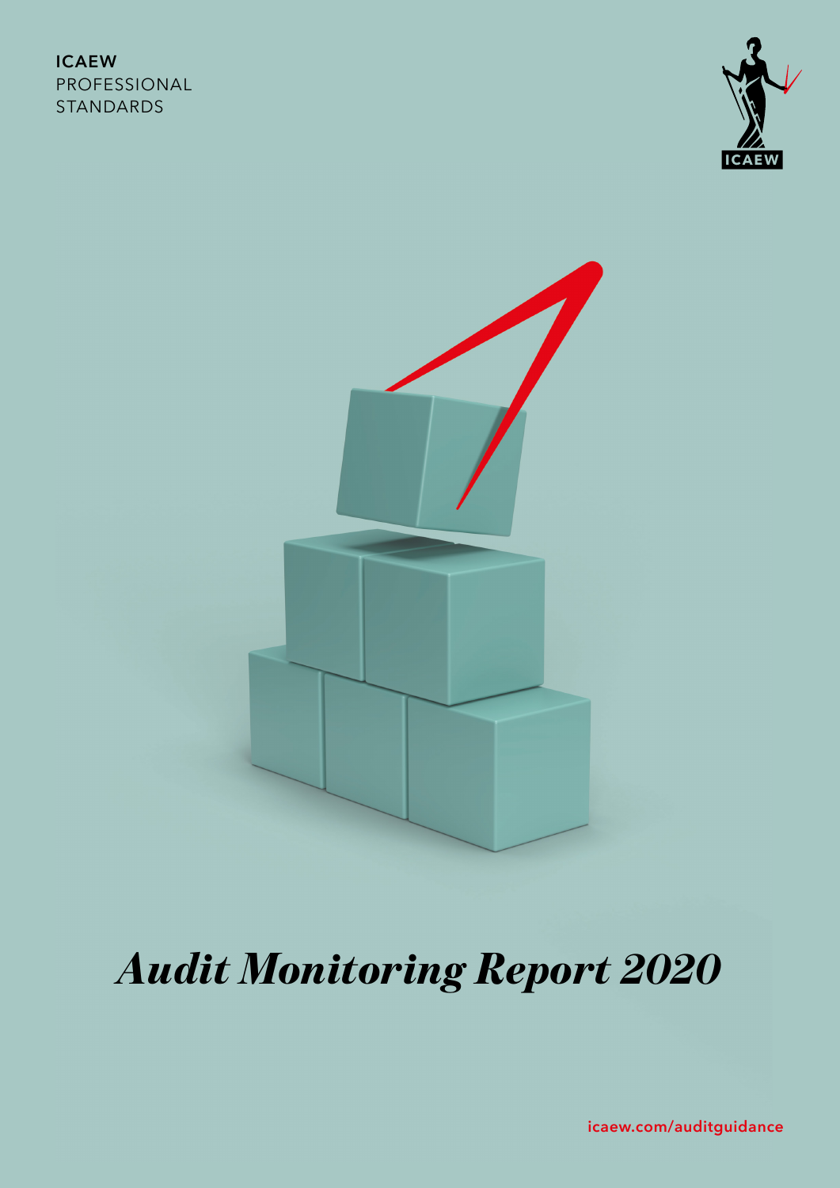ICAEW
PROFESSIONAL
STANDARDS

ICAEW

# *Audit Monitoring Report 2020*

icaew.com/auditguidance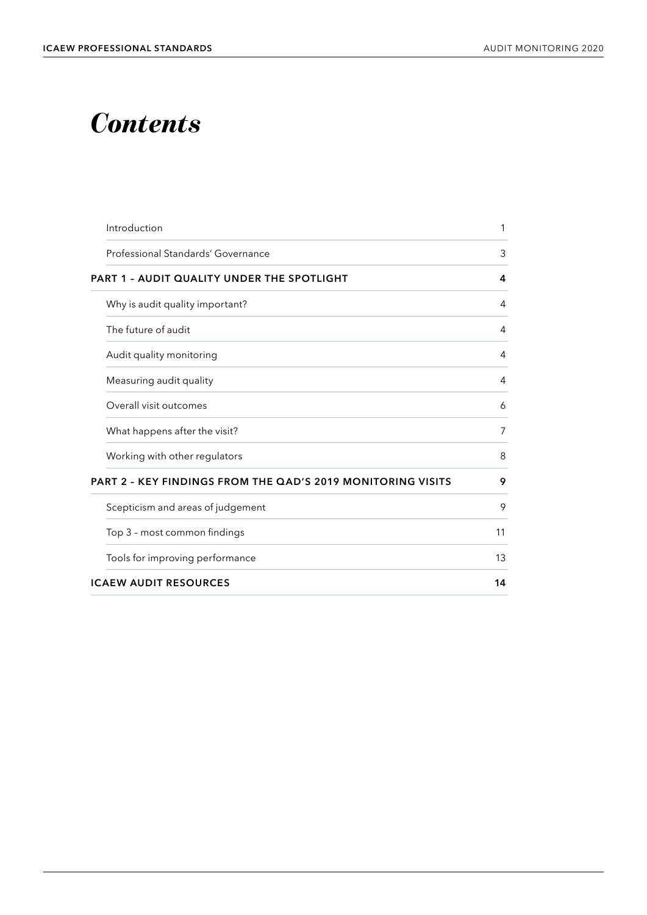# *Contents*

| | |
|---|---|
| Introduction | 1 |
| Professional Standards' Governance | 3 |
| **PART 1 – AUDIT QUALITY UNDER THE SPOTLIGHT** | **4** |
| Why is audit quality important? | 4 |
| The future of audit | 4 |
| Audit quality monitoring | 4 |
| Measuring audit quality | 4 |
| Overall visit outcomes | 6 |
| What happens after the visit? | 7 |
| Working with other regulators | 8 |
| **PART 2 – KEY FINDINGS FROM THE QAD'S 2019 MONITORING VISITS** | **9** |
| Scepticism and areas of judgement | 9 |
| Top 3 – most common findings | 11 |
| Tools for improving performance | 13 |
| **ICAEW AUDIT RESOURCES** | **14** |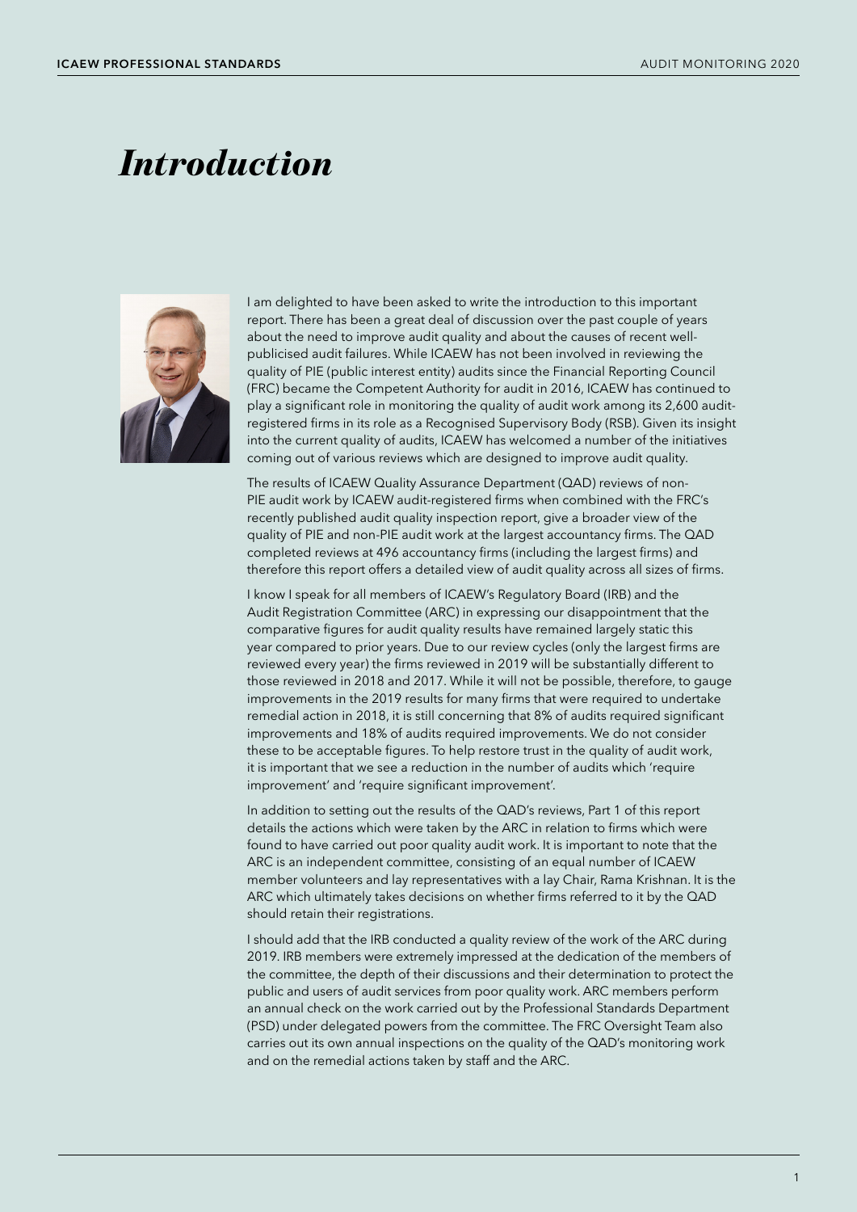# *Introduction*

I am delighted to have been asked to write the introduction to this important report. There has been a great deal of discussion over the past couple of years about the need to improve audit quality and about the causes of recent well-publicised audit failures. While ICAEW has not been involved in reviewing the quality of PIE (public interest entity) audits since the Financial Reporting Council (FRC) became the Competent Authority for audit in 2016, ICAEW has continued to play a significant role in monitoring the quality of audit work among its 2,600 audit-registered firms in its role as a Recognised Supervisory Body (RSB). Given its insight into the current quality of audits, ICAEW has welcomed a number of the initiatives coming out of various reviews which are designed to improve audit quality.

The results of ICAEW Quality Assurance Department (QAD) reviews of non-PIE audit work by ICAEW audit-registered firms when combined with the FRC's recently published audit quality inspection report, give a broader view of the quality of PIE and non-PIE audit work at the largest accountancy firms. The QAD completed reviews at 496 accountancy firms (including the largest firms) and therefore this report offers a detailed view of audit quality across all sizes of firms.

I know I speak for all members of ICAEW's Regulatory Board (IRB) and the Audit Registration Committee (ARC) in expressing our disappointment that the comparative figures for audit quality results have remained largely static this year compared to prior years. Due to our review cycles (only the largest firms are reviewed every year) the firms reviewed in 2019 will be substantially different to those reviewed in 2018 and 2017. While it will not be possible, therefore, to gauge improvements in the 2019 results for many firms that were required to undertake remedial action in 2018, it is still concerning that 8% of audits required significant improvements and 18% of audits required improvements. We do not consider these to be acceptable figures. To help restore trust in the quality of audit work, it is important that we see a reduction in the number of audits which 'require improvement' and 'require significant improvement'.

In addition to setting out the results of the QAD's reviews, Part 1 of this report details the actions which were taken by the ARC in relation to firms which were found to have carried out poor quality audit work. It is important to note that the ARC is an independent committee, consisting of an equal number of ICAEW member volunteers and lay representatives with a lay Chair, Rama Krishnan. It is the ARC which ultimately takes decisions on whether firms referred to it by the QAD should retain their registrations.

I should add that the IRB conducted a quality review of the work of the ARC during 2019. IRB members were extremely impressed at the dedication of the members of the committee, the depth of their discussions and their determination to protect the public and users of audit services from poor quality work. ARC members perform an annual check on the work carried out by the Professional Standards Department (PSD) under delegated powers from the committee. The FRC Oversight Team also carries out its own annual inspections on the quality of the QAD's monitoring work and on the remedial actions taken by staff and the ARC.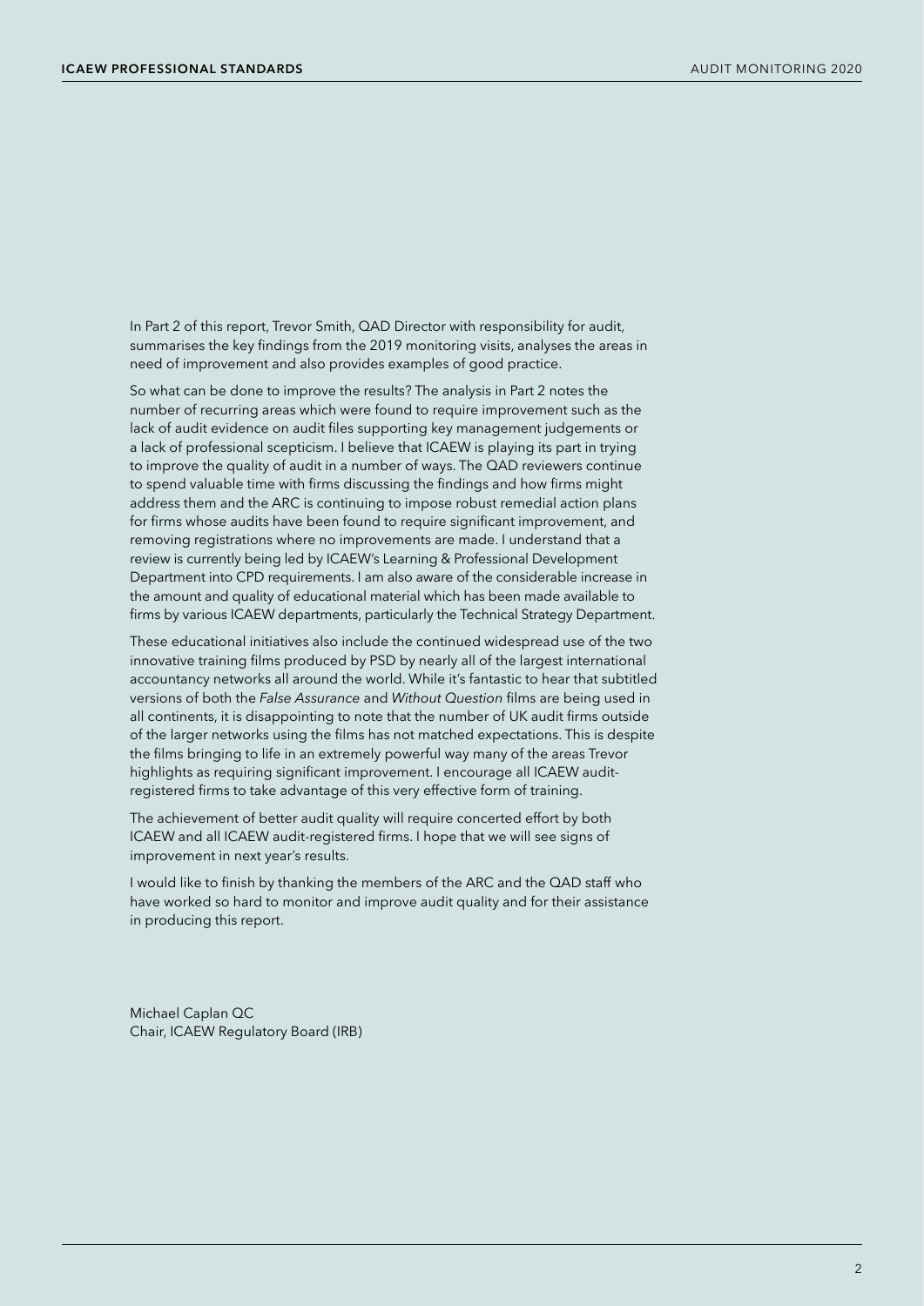In Part 2 of this report, Trevor Smith, QAD Director with responsibility for audit, summarises the key findings from the 2019 monitoring visits, analyses the areas in need of improvement and also provides examples of good practice.

So what can be done to improve the results? The analysis in Part 2 notes the number of recurring areas which were found to require improvement such as the lack of audit evidence on audit files supporting key management judgements or a lack of professional scepticism. I believe that ICAEW is playing its part in trying to improve the quality of audit in a number of ways. The QAD reviewers continue to spend valuable time with firms discussing the findings and how firms might address them and the ARC is continuing to impose robust remedial action plans for firms whose audits have been found to require significant improvement, and removing registrations where no improvements are made. I understand that a review is currently being led by ICAEW's Learning & Professional Development Department into CPD requirements. I am also aware of the considerable increase in the amount and quality of educational material which has been made available to firms by various ICAEW departments, particularly the Technical Strategy Department.

These educational initiatives also include the continued widespread use of the two innovative training films produced by PSD by nearly all of the largest international accountancy networks all around the world. While it's fantastic to hear that subtitled versions of both the *False Assurance* and *Without Question* films are being used in all continents, it is disappointing to note that the number of UK audit firms outside of the larger networks using the films has not matched expectations. This is despite the films bringing to life in an extremely powerful way many of the areas Trevor highlights as requiring significant improvement. I encourage all ICAEW audit-registered firms to take advantage of this very effective form of training.

The achievement of better audit quality will require concerted effort by both ICAEW and all ICAEW audit-registered firms. I hope that we will see signs of improvement in next year's results.

I would like to finish by thanking the members of the ARC and the QAD staff who have worked so hard to monitor and improve audit quality and for their assistance in producing this report.

Michael Caplan QC
Chair, ICAEW Regulatory Board (IRB)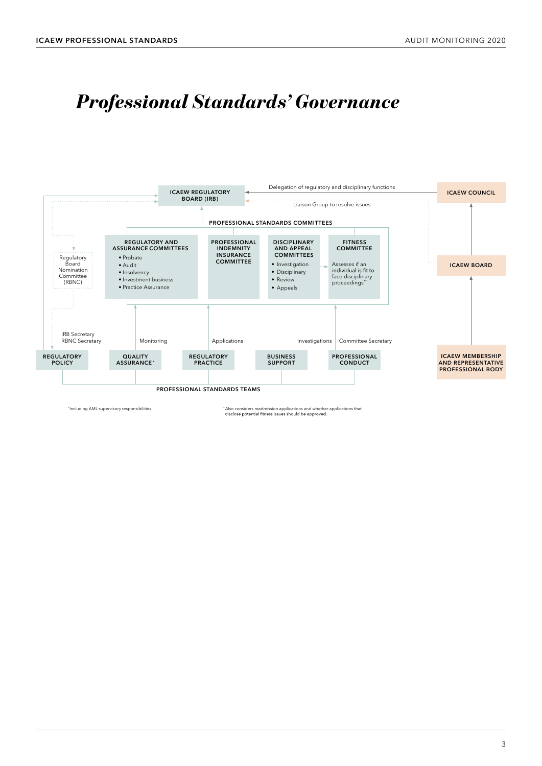# *Professional Standards' Governance*

ICAEW COUNCIL

Delegation of regulatory and disciplinary functions

ICAEW REGULATORY BOARD (IRB)

Liaison Group to resolve issues

ICAEW BOARD

ICAEW MEMBERSHIP AND REPRESENTATIVE PROFESSIONAL BODY

PROFESSIONAL STANDARDS COMMITTEES

Regulatory Board Nomination Committee (RBNC)

**REGULATORY AND ASSURANCE COMMITTEES**

- Probate
- Audit
- Insolvency
- Investment business
- Practice Assurance

**PROFESSIONAL INDEMNITY INSURANCE COMMITTEE**

**DISCIPLINARY AND APPEAL COMMITTEES**

- Investigation
- Disciplinary
- Review
- Appeals

**FITNESS COMMITTEE**

Assesses if an individual is fit to face disciplinary proceedings**

IRB Secretary
RBNC Secretary

Monitoring

Applications

Investigations

Committee Secretary

**REGULATORY POLICY**

**QUALITY ASSURANCE***

**REGULATORY PRACTICE**

**BUSINESS SUPPORT**

**PROFESSIONAL CONDUCT**

PROFESSIONAL STANDARDS TEAMS

*Including AML supervisory responsibilities

**Also considers readmission applications and whether applications that disclose potential fitness issues should be approved.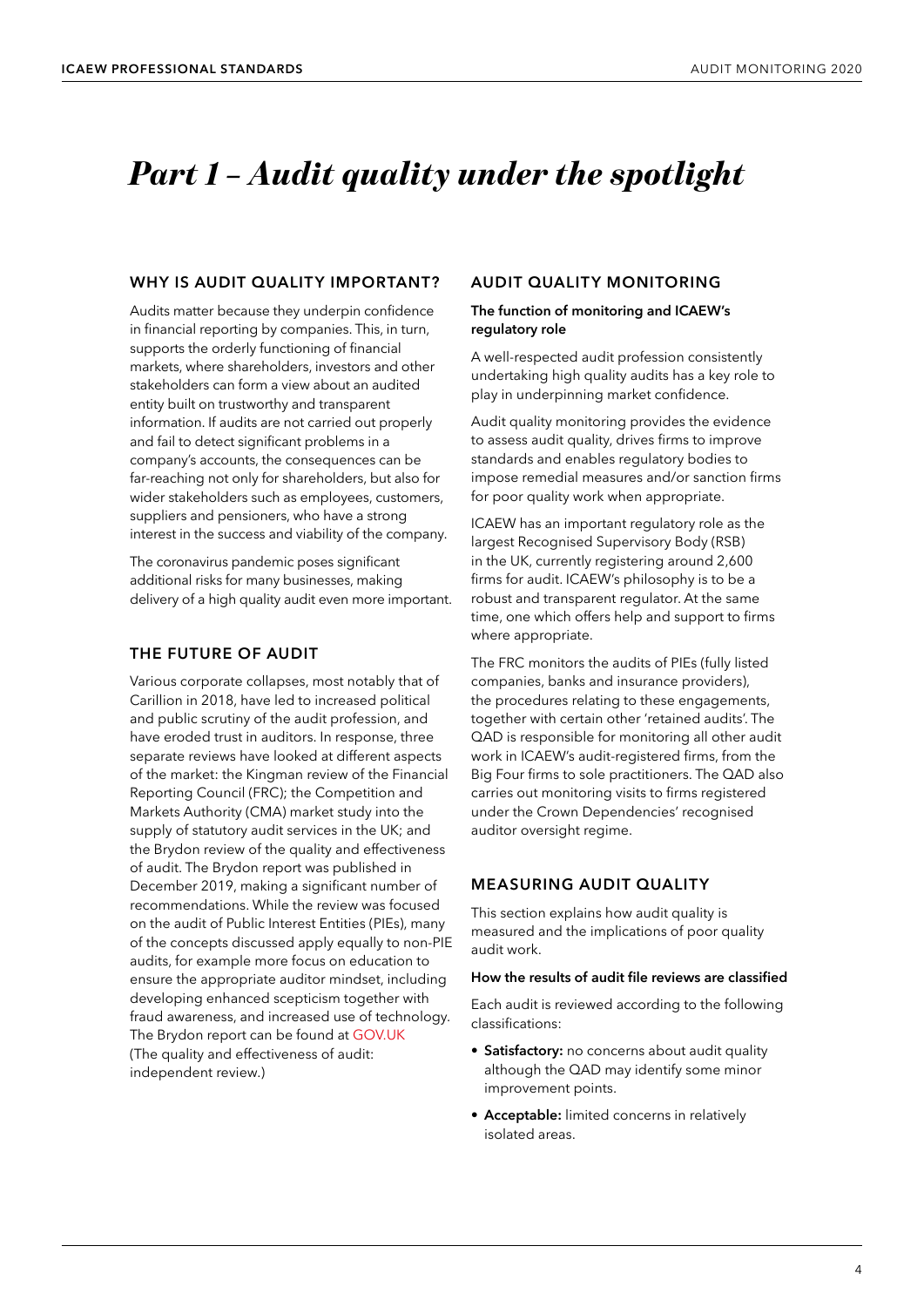# *Part 1 – Audit quality under the spotlight*

## WHY IS AUDIT QUALITY IMPORTANT?

Audits matter because they underpin confidence in financial reporting by companies. This, in turn, supports the orderly functioning of financial markets, where shareholders, investors and other stakeholders can form a view about an audited entity built on trustworthy and transparent information. If audits are not carried out properly and fail to detect significant problems in a company's accounts, the consequences can be far-reaching not only for shareholders, but also for wider stakeholders such as employees, customers, suppliers and pensioners, who have a strong interest in the success and viability of the company.

The coronavirus pandemic poses significant additional risks for many businesses, making delivery of a high quality audit even more important.

## THE FUTURE OF AUDIT

Various corporate collapses, most notably that of Carillion in 2018, have led to increased political and public scrutiny of the audit profession, and have eroded trust in auditors. In response, three separate reviews have looked at different aspects of the market: the Kingman review of the Financial Reporting Council (FRC); the Competition and Markets Authority (CMA) market study into the supply of statutory audit services in the UK; and the Brydon review of the quality and effectiveness of audit. The Brydon report was published in December 2019, making a significant number of recommendations. While the review was focused on the audit of Public Interest Entities (PIEs), many of the concepts discussed apply equally to non-PIE audits, for example more focus on education to ensure the appropriate auditor mindset, including developing enhanced scepticism together with fraud awareness, and increased use of technology. The Brydon report can be found at GOV.UK (The quality and effectiveness of audit: independent review.)

## AUDIT QUALITY MONITORING

**The function of monitoring and ICAEW's regulatory role**

A well-respected audit profession consistently undertaking high quality audits has a key role to play in underpinning market confidence.

Audit quality monitoring provides the evidence to assess audit quality, drives firms to improve standards and enables regulatory bodies to impose remedial measures and/or sanction firms for poor quality work when appropriate.

ICAEW has an important regulatory role as the largest Recognised Supervisory Body (RSB) in the UK, currently registering around 2,600 firms for audit. ICAEW's philosophy is to be a robust and transparent regulator. At the same time, one which offers help and support to firms where appropriate.

The FRC monitors the audits of PIEs (fully listed companies, banks and insurance providers), the procedures relating to these engagements, together with certain other 'retained audits'. The QAD is responsible for monitoring all other audit work in ICAEW's audit-registered firms, from the Big Four firms to sole practitioners. The QAD also carries out monitoring visits to firms registered under the Crown Dependencies' recognised auditor oversight regime.

## MEASURING AUDIT QUALITY

This section explains how audit quality is measured and the implications of poor quality audit work.

**How the results of audit file reviews are classified**

Each audit is reviewed according to the following classifications:

- **Satisfactory:** no concerns about audit quality although the QAD may identify some minor improvement points.
- **Acceptable:** limited concerns in relatively isolated areas.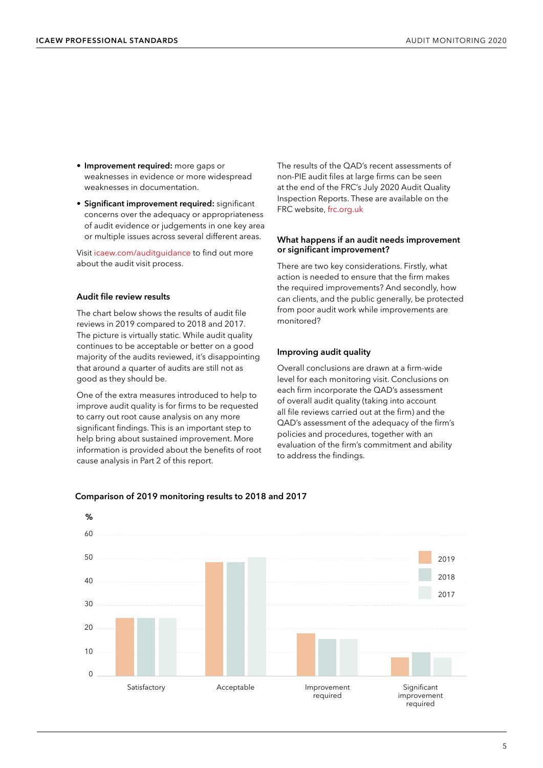- **Improvement required:** more gaps or weaknesses in evidence or more widespread weaknesses in documentation.
- **Significant improvement required:** significant concerns over the adequacy or appropriateness of audit evidence or judgements in one key area or multiple issues across several different areas.

Visit icaew.com/auditguidance to find out more about the audit visit process.

### Audit file review results

The chart below shows the results of audit file reviews in 2019 compared to 2018 and 2017. The picture is virtually static. While audit quality continues to be acceptable or better on a good majority of the audits reviewed, it's disappointing that around a quarter of audits are still not as good as they should be.

One of the extra measures introduced to help to improve audit quality is for firms to be requested to carry out root cause analysis on any more significant findings. This is an important step to help bring about sustained improvement. More information is provided about the benefits of root cause analysis in Part 2 of this report.

The results of the QAD's recent assessments of non-PIE audit files at large firms can be seen at the end of the FRC's July 2020 Audit Quality Inspection Reports. These are available on the FRC website, frc.org.uk

### What happens if an audit needs improvement or significant improvement?

There are two key considerations. Firstly, what action is needed to ensure that the firm makes the required improvements? And secondly, how can clients, and the public generally, be protected from poor audit work while improvements are monitored?

### Improving audit quality

Overall conclusions are drawn at a firm-wide level for each monitoring visit. Conclusions on each firm incorporate the QAD's assessment of overall audit quality (taking into account all file reviews carried out at the firm) and the QAD's assessment of the adequacy of the firm's policies and procedures, together with an evaluation of the firm's commitment and ability to address the findings.

**Comparison of 2019 monitoring results to 2018 and 2017**

| % | 2019 | 2018 | 2017 |
|---|---|---|---|
| Satisfactory | 25 | 25 | 25 |
| Acceptable | 49 | 49 | 51 |
| Improvement required | 18 | 16 | 16 |
| Significant improvement required | 8 | 10 | 8 |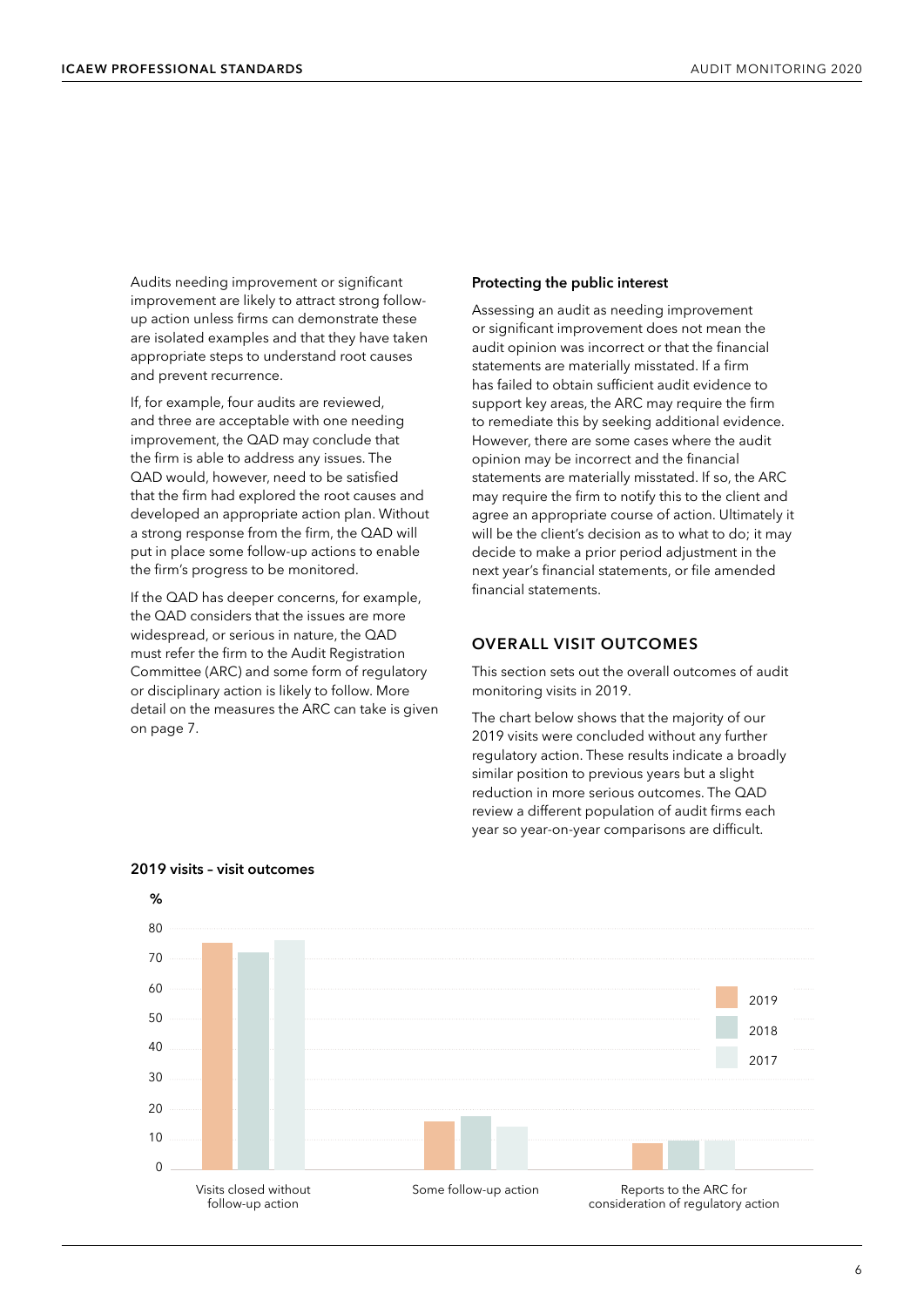Audits needing improvement or significant improvement are likely to attract strong follow-up action unless firms can demonstrate these are isolated examples and that they have taken appropriate steps to understand root causes and prevent recurrence.

If, for example, four audits are reviewed, and three are acceptable with one needing improvement, the QAD may conclude that the firm is able to address any issues. The QAD would, however, need to be satisfied that the firm had explored the root causes and developed an appropriate action plan. Without a strong response from the firm, the QAD will put in place some follow-up actions to enable the firm's progress to be monitored.

If the QAD has deeper concerns, for example, the QAD considers that the issues are more widespread, or serious in nature, the QAD must refer the firm to the Audit Registration Committee (ARC) and some form of regulatory or disciplinary action is likely to follow. More detail on the measures the ARC can take is given on page 7.

**Protecting the public interest**

Assessing an audit as needing improvement or significant improvement does not mean the audit opinion was incorrect or that the financial statements are materially misstated. If a firm has failed to obtain sufficient audit evidence to support key areas, the ARC may require the firm to remediate this by seeking additional evidence. However, there are some cases where the audit opinion may be incorrect and the financial statements are materially misstated. If so, the ARC may require the firm to notify this to the client and agree an appropriate course of action. Ultimately it will be the client's decision as to what to do; it may decide to make a prior period adjustment in the next year's financial statements, or file amended financial statements.

## OVERALL VISIT OUTCOMES

This section sets out the overall outcomes of audit monitoring visits in 2019.

The chart below shows that the majority of our 2019 visits were concluded without any further regulatory action. These results indicate a broadly similar position to previous years but a slight reduction in more serious outcomes. The QAD review a different population of audit firms each year so year-on-year comparisons are difficult.

**2019 visits – visit outcomes**

| % | 2019 | 2018 | 2017 |
|---|---|---|---|
| Visits closed without follow-up action | 76 | 72 | 77 |
| Some follow-up action | 16 | 18 | 14 |
| Reports to the ARC for consideration of regulatory action | 9 | 10 | 10 |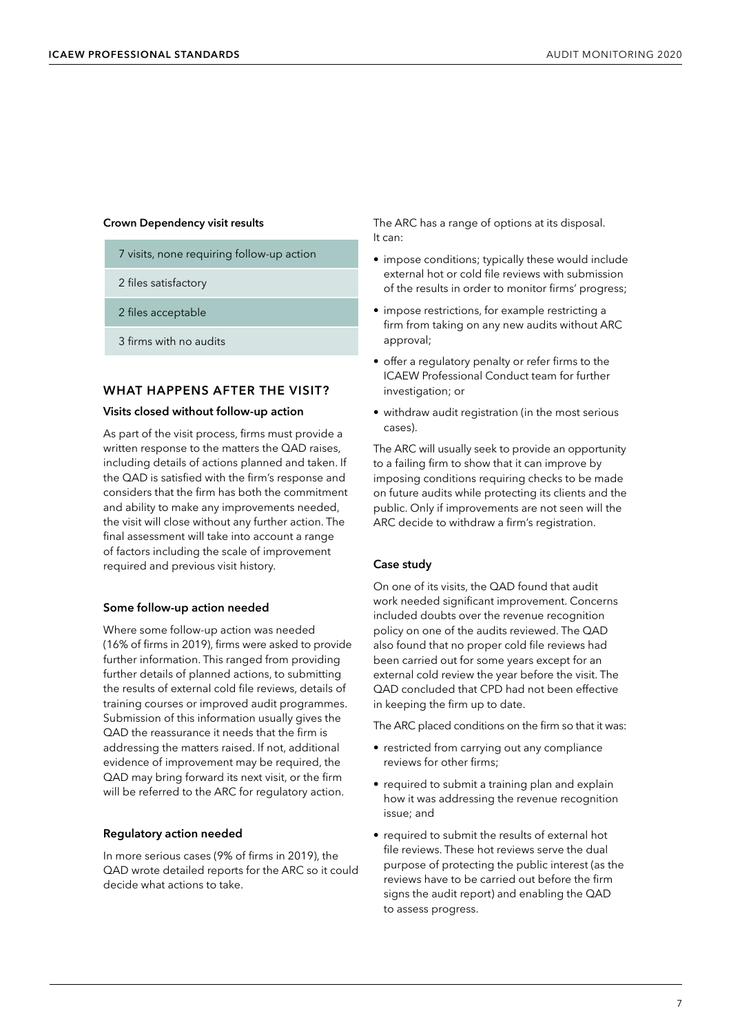**Crown Dependency visit results**

| 7 visits, none requiring follow-up action |
| --- |
| 2 files satisfactory |
| 2 files acceptable |
| 3 firms with no audits |

## WHAT HAPPENS AFTER THE VISIT?

### Visits closed without follow-up action

As part of the visit process, firms must provide a written response to the matters the QAD raises, including details of actions planned and taken. If the QAD is satisfied with the firm's response and considers that the firm has both the commitment and ability to make any improvements needed, the visit will close without any further action. The final assessment will take into account a range of factors including the scale of improvement required and previous visit history.

### Some follow-up action needed

Where some follow-up action was needed (16% of firms in 2019), firms were asked to provide further information. This ranged from providing further details of planned actions, to submitting the results of external cold file reviews, details of training courses or improved audit programmes. Submission of this information usually gives the QAD the reassurance it needs that the firm is addressing the matters raised. If not, additional evidence of improvement may be required, the QAD may bring forward its next visit, or the firm will be referred to the ARC for regulatory action.

### Regulatory action needed

In more serious cases (9% of firms in 2019), the QAD wrote detailed reports for the ARC so it could decide what actions to take.

The ARC has a range of options at its disposal. It can:

- impose conditions; typically these would include external hot or cold file reviews with submission of the results in order to monitor firms' progress;
- impose restrictions, for example restricting a firm from taking on any new audits without ARC approval;
- offer a regulatory penalty or refer firms to the ICAEW Professional Conduct team for further investigation; or
- withdraw audit registration (in the most serious cases).

The ARC will usually seek to provide an opportunity to a failing firm to show that it can improve by imposing conditions requiring checks to be made on future audits while protecting its clients and the public. Only if improvements are not seen will the ARC decide to withdraw a firm's registration.

### Case study

On one of its visits, the QAD found that audit work needed significant improvement. Concerns included doubts over the revenue recognition policy on one of the audits reviewed. The QAD also found that no proper cold file reviews had been carried out for some years except for an external cold review the year before the visit. The QAD concluded that CPD had not been effective in keeping the firm up to date.

The ARC placed conditions on the firm so that it was:

- restricted from carrying out any compliance reviews for other firms;
- required to submit a training plan and explain how it was addressing the revenue recognition issue; and
- required to submit the results of external hot file reviews. These hot reviews serve the dual purpose of protecting the public interest (as the reviews have to be carried out before the firm signs the audit report) and enabling the QAD to assess progress.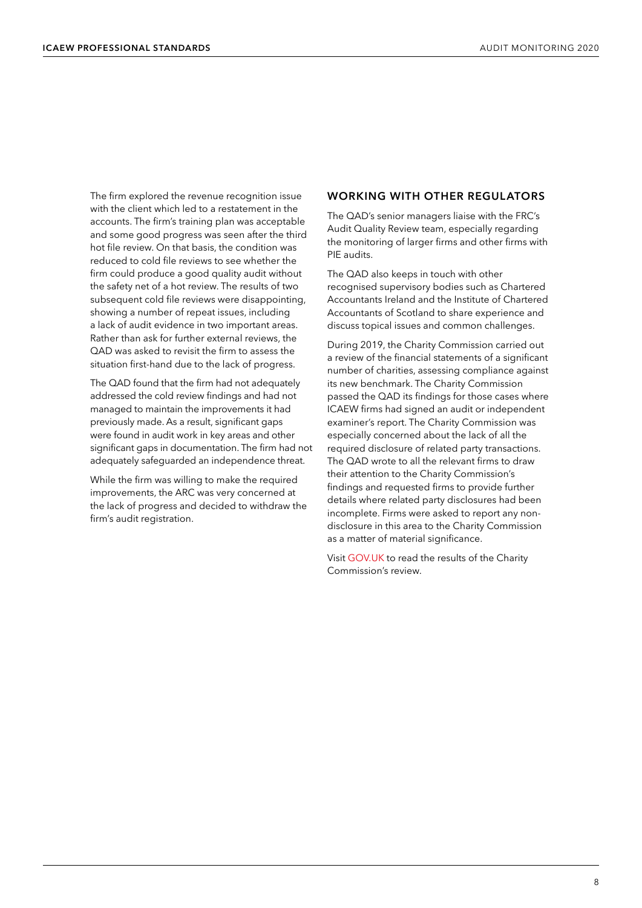The firm explored the revenue recognition issue with the client which led to a restatement in the accounts. The firm's training plan was acceptable and some good progress was seen after the third hot file review. On that basis, the condition was reduced to cold file reviews to see whether the firm could produce a good quality audit without the safety net of a hot review. The results of two subsequent cold file reviews were disappointing, showing a number of repeat issues, including a lack of audit evidence in two important areas. Rather than ask for further external reviews, the QAD was asked to revisit the firm to assess the situation first-hand due to the lack of progress.

The QAD found that the firm had not adequately addressed the cold review findings and had not managed to maintain the improvements it had previously made. As a result, significant gaps were found in audit work in key areas and other significant gaps in documentation. The firm had not adequately safeguarded an independence threat.

While the firm was willing to make the required improvements, the ARC was very concerned at the lack of progress and decided to withdraw the firm's audit registration.

## WORKING WITH OTHER REGULATORS

The QAD's senior managers liaise with the FRC's Audit Quality Review team, especially regarding the monitoring of larger firms and other firms with PIE audits.

The QAD also keeps in touch with other recognised supervisory bodies such as Chartered Accountants Ireland and the Institute of Chartered Accountants of Scotland to share experience and discuss topical issues and common challenges.

During 2019, the Charity Commission carried out a review of the financial statements of a significant number of charities, assessing compliance against its new benchmark. The Charity Commission passed the QAD its findings for those cases where ICAEW firms had signed an audit or independent examiner's report. The Charity Commission was especially concerned about the lack of all the required disclosure of related party transactions. The QAD wrote to all the relevant firms to draw their attention to the Charity Commission's findings and requested firms to provide further details where related party disclosures had been incomplete. Firms were asked to report any non-disclosure in this area to the Charity Commission as a matter of material significance.

Visit GOV.UK to read the results of the Charity Commission's review.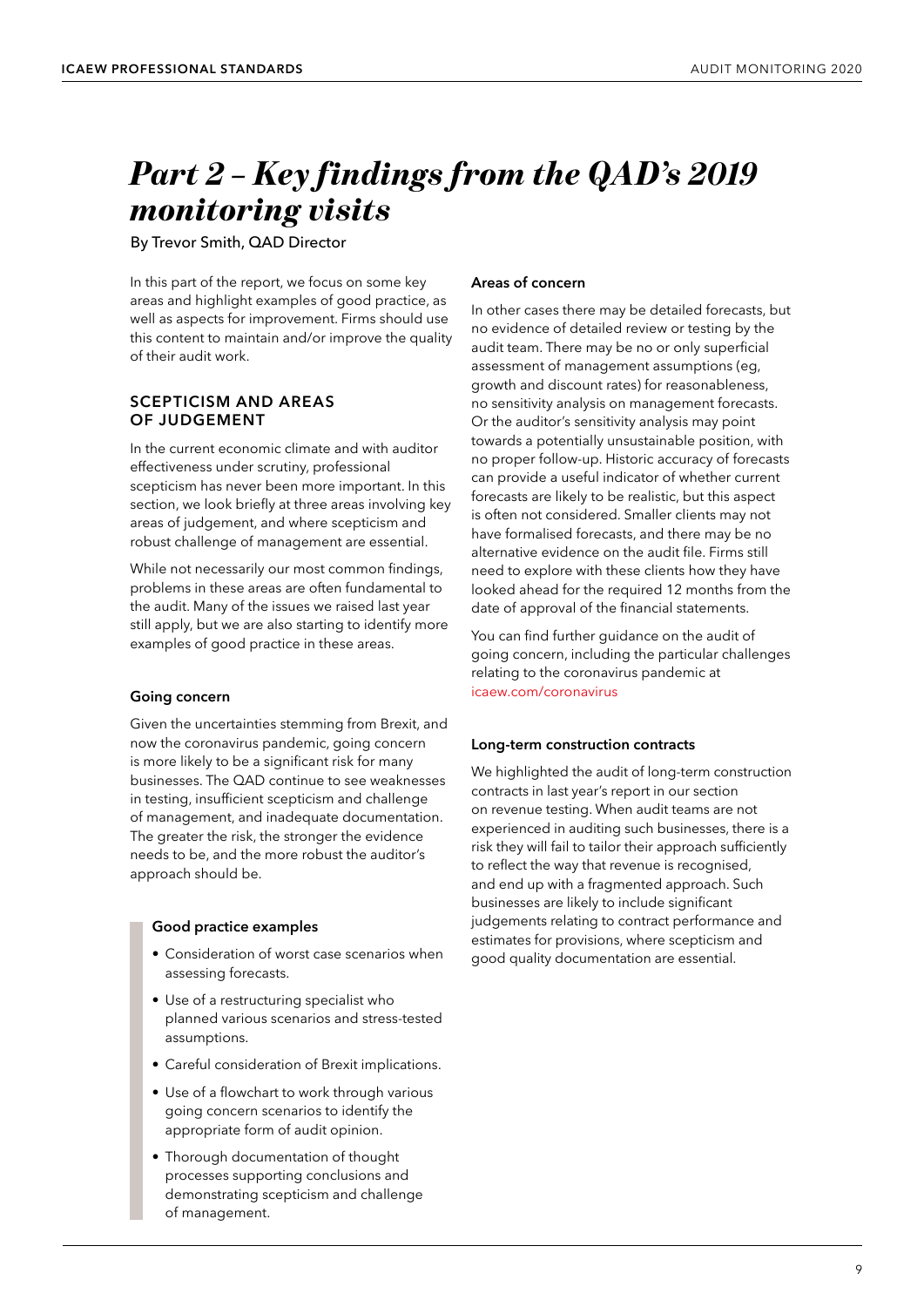# *Part 2 – Key findings from the QAD's 2019 monitoring visits*

By Trevor Smith, QAD Director

In this part of the report, we focus on some key areas and highlight examples of good practice, as well as aspects for improvement. Firms should use this content to maintain and/or improve the quality of their audit work.

## SCEPTICISM AND AREAS OF JUDGEMENT

In the current economic climate and with auditor effectiveness under scrutiny, professional scepticism has never been more important. In this section, we look briefly at three areas involving key areas of judgement, and where scepticism and robust challenge of management are essential.

While not necessarily our most common findings, problems in these areas are often fundamental to the audit. Many of the issues we raised last year still apply, but we are also starting to identify more examples of good practice in these areas.

### Going concern

Given the uncertainties stemming from Brexit, and now the coronavirus pandemic, going concern is more likely to be a significant risk for many businesses. The QAD continue to see weaknesses in testing, insufficient scepticism and challenge of management, and inadequate documentation. The greater the risk, the stronger the evidence needs to be, and the more robust the auditor's approach should be.

#### Good practice examples

- Consideration of worst case scenarios when assessing forecasts.
- Use of a restructuring specialist who planned various scenarios and stress-tested assumptions.
- Careful consideration of Brexit implications.
- Use of a flowchart to work through various going concern scenarios to identify the appropriate form of audit opinion.
- Thorough documentation of thought processes supporting conclusions and demonstrating scepticism and challenge of management.

#### Areas of concern

In other cases there may be detailed forecasts, but no evidence of detailed review or testing by the audit team. There may be no or only superficial assessment of management assumptions (eg, growth and discount rates) for reasonableness, no sensitivity analysis on management forecasts. Or the auditor's sensitivity analysis may point towards a potentially unsustainable position, with no proper follow-up. Historic accuracy of forecasts can provide a useful indicator of whether current forecasts are likely to be realistic, but this aspect is often not considered. Smaller clients may not have formalised forecasts, and there may be no alternative evidence on the audit file. Firms still need to explore with these clients how they have looked ahead for the required 12 months from the date of approval of the financial statements.

You can find further guidance on the audit of going concern, including the particular challenges relating to the coronavirus pandemic at icaew.com/coronavirus

### Long-term construction contracts

We highlighted the audit of long-term construction contracts in last year's report in our section on revenue testing. When audit teams are not experienced in auditing such businesses, there is a risk they will fail to tailor their approach sufficiently to reflect the way that revenue is recognised, and end up with a fragmented approach. Such businesses are likely to include significant judgements relating to contract performance and estimates for provisions, where scepticism and good quality documentation are essential.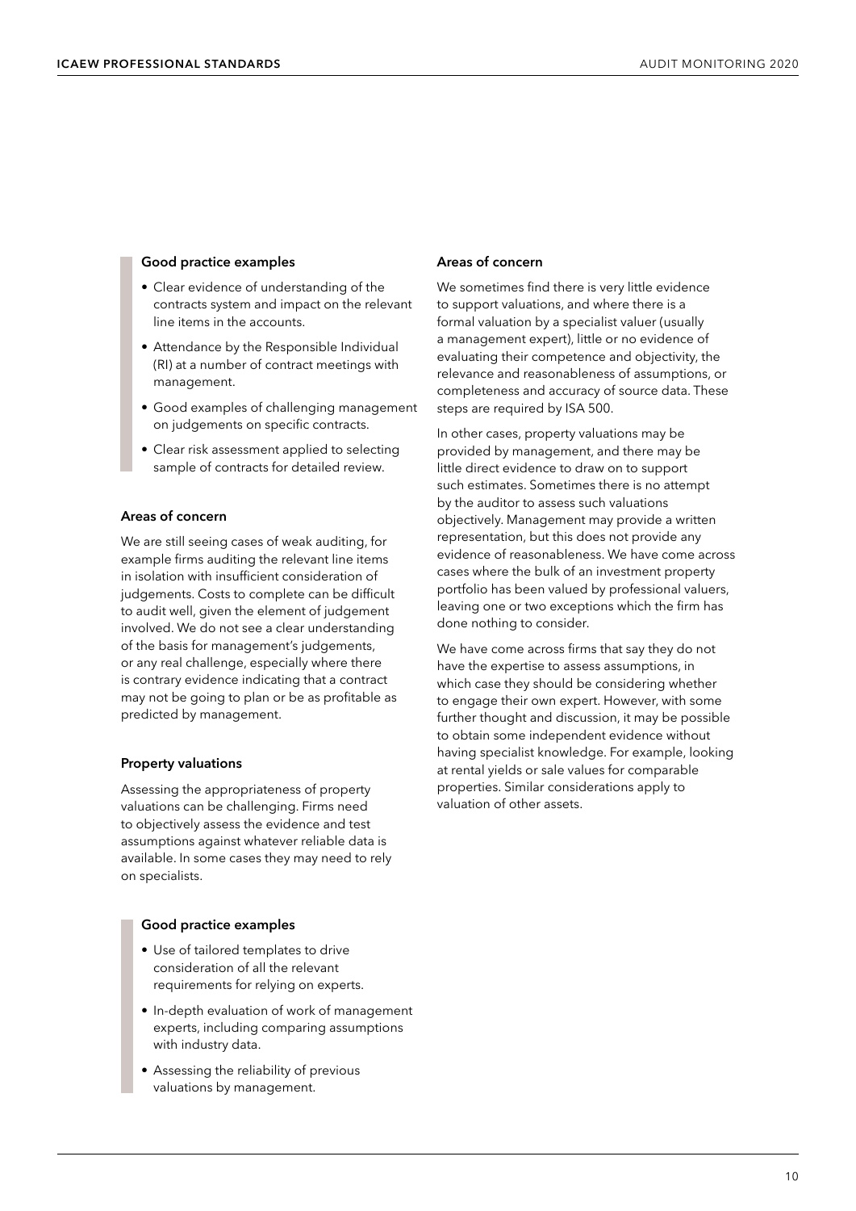#### Good practice examples

- Clear evidence of understanding of the contracts system and impact on the relevant line items in the accounts.
- Attendance by the Responsible Individual (RI) at a number of contract meetings with management.
- Good examples of challenging management on judgements on specific contracts.
- Clear risk assessment applied to selecting sample of contracts for detailed review.

#### Areas of concern

We are still seeing cases of weak auditing, for example firms auditing the relevant line items in isolation with insufficient consideration of judgements. Costs to complete can be difficult to audit well, given the element of judgement involved. We do not see a clear understanding of the basis for management's judgements, or any real challenge, especially where there is contrary evidence indicating that a contract may not be going to plan or be as profitable as predicted by management.

### Property valuations

Assessing the appropriateness of property valuations can be challenging. Firms need to objectively assess the evidence and test assumptions against whatever reliable data is available. In some cases they may need to rely on specialists.

#### Good practice examples

- Use of tailored templates to drive consideration of all the relevant requirements for relying on experts.
- In-depth evaluation of work of management experts, including comparing assumptions with industry data.
- Assessing the reliability of previous valuations by management.

#### Areas of concern

We sometimes find there is very little evidence to support valuations, and where there is a formal valuation by a specialist valuer (usually a management expert), little or no evidence of evaluating their competence and objectivity, the relevance and reasonableness of assumptions, or completeness and accuracy of source data. These steps are required by ISA 500.

In other cases, property valuations may be provided by management, and there may be little direct evidence to draw on to support such estimates. Sometimes there is no attempt by the auditor to assess such valuations objectively. Management may provide a written representation, but this does not provide any evidence of reasonableness. We have come across cases where the bulk of an investment property portfolio has been valued by professional valuers, leaving one or two exceptions which the firm has done nothing to consider.

We have come across firms that say they do not have the expertise to assess assumptions, in which case they should be considering whether to engage their own expert. However, with some further thought and discussion, it may be possible to obtain some independent evidence without having specialist knowledge. For example, looking at rental yields or sale values for comparable properties. Similar considerations apply to valuation of other assets.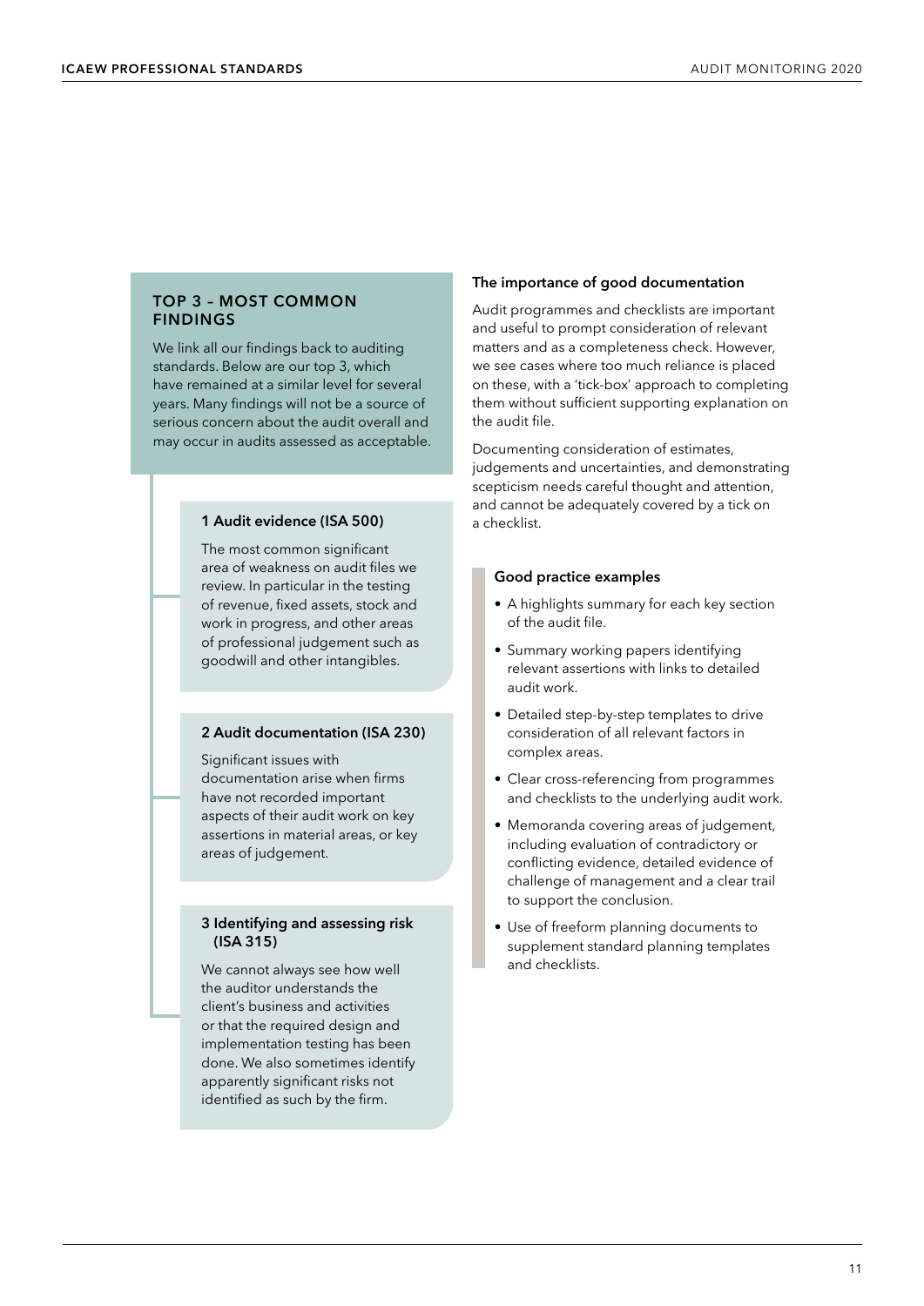## TOP 3 – MOST COMMON FINDINGS

We link all our findings back to auditing standards. Below are our top 3, which have remained at a similar level for several years. Many findings will not be a source of serious concern about the audit overall and may occur in audits assessed as acceptable.

### 1 Audit evidence (ISA 500)

The most common significant area of weakness on audit files we review. In particular in the testing of revenue, fixed assets, stock and work in progress, and other areas of professional judgement such as goodwill and other intangibles.

### 2 Audit documentation (ISA 230)

Significant issues with documentation arise when firms have not recorded important aspects of their audit work on key assertions in material areas, or key areas of judgement.

### 3 Identifying and assessing risk (ISA 315)

We cannot always see how well the auditor understands the client's business and activities or that the required design and implementation testing has been done. We also sometimes identify apparently significant risks not identified as such by the firm.

### The importance of good documentation

Audit programmes and checklists are important and useful to prompt consideration of relevant matters and as a completeness check. However, we see cases where too much reliance is placed on these, with a 'tick-box' approach to completing them without sufficient supporting explanation on the audit file.

Documenting consideration of estimates, judgements and uncertainties, and demonstrating scepticism needs careful thought and attention, and cannot be adequately covered by a tick on a checklist.

#### Good practice examples

- A highlights summary for each key section of the audit file.
- Summary working papers identifying relevant assertions with links to detailed audit work.
- Detailed step-by-step templates to drive consideration of all relevant factors in complex areas.
- Clear cross-referencing from programmes and checklists to the underlying audit work.
- Memoranda covering areas of judgement, including evaluation of contradictory or conflicting evidence, detailed evidence of challenge of management and a clear trail to support the conclusion.
- Use of freeform planning documents to supplement standard planning templates and checklists.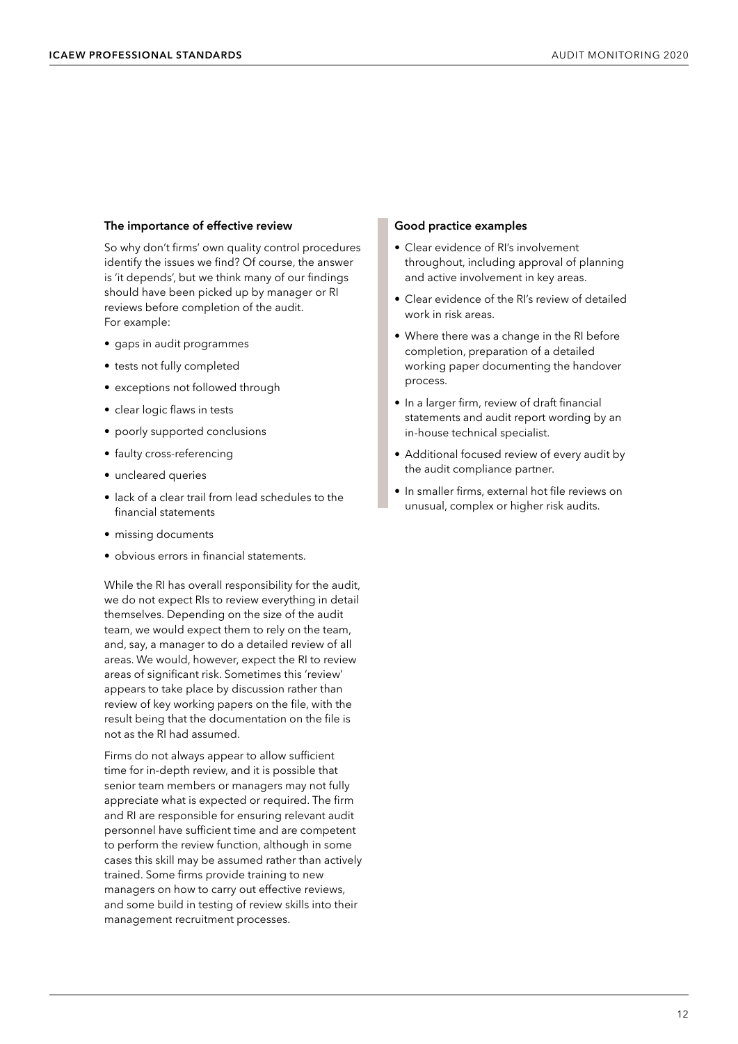### The importance of effective review

So why don't firms' own quality control procedures identify the issues we find? Of course, the answer is 'it depends', but we think many of our findings should have been picked up by manager or RI reviews before completion of the audit. For example:

- gaps in audit programmes
- tests not fully completed
- exceptions not followed through
- clear logic flaws in tests
- poorly supported conclusions
- faulty cross-referencing
- uncleared queries
- lack of a clear trail from lead schedules to the financial statements
- missing documents
- obvious errors in financial statements.

While the RI has overall responsibility for the audit, we do not expect RIs to review everything in detail themselves. Depending on the size of the audit team, we would expect them to rely on the team, and, say, a manager to do a detailed review of all areas. We would, however, expect the RI to review areas of significant risk. Sometimes this 'review' appears to take place by discussion rather than review of key working papers on the file, with the result being that the documentation on the file is not as the RI had assumed.

Firms do not always appear to allow sufficient time for in-depth review, and it is possible that senior team members or managers may not fully appreciate what is expected or required. The firm and RI are responsible for ensuring relevant audit personnel have sufficient time and are competent to perform the review function, although in some cases this skill may be assumed rather than actively trained. Some firms provide training to new managers on how to carry out effective reviews, and some build in testing of review skills into their management recruitment processes.

### Good practice examples

- Clear evidence of RI's involvement throughout, including approval of planning and active involvement in key areas.
- Clear evidence of the RI's review of detailed work in risk areas.
- Where there was a change in the RI before completion, preparation of a detailed working paper documenting the handover process.
- In a larger firm, review of draft financial statements and audit report wording by an in-house technical specialist.
- Additional focused review of every audit by the audit compliance partner.
- In smaller firms, external hot file reviews on unusual, complex or higher risk audits.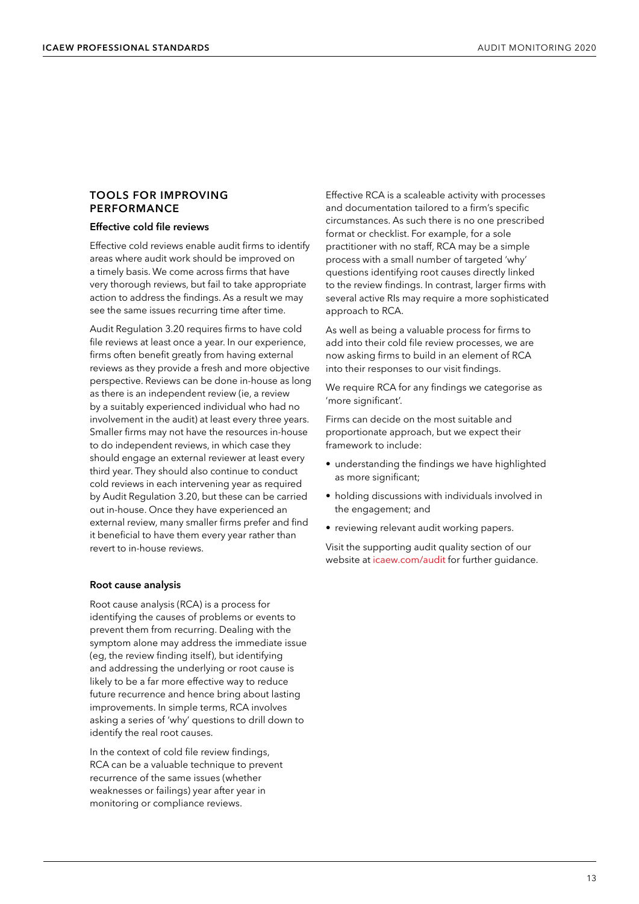## TOOLS FOR IMPROVING PERFORMANCE

### Effective cold file reviews

Effective cold reviews enable audit firms to identify areas where audit work should be improved on a timely basis. We come across firms that have very thorough reviews, but fail to take appropriate action to address the findings. As a result we may see the same issues recurring time after time.

Audit Regulation 3.20 requires firms to have cold file reviews at least once a year. In our experience, firms often benefit greatly from having external reviews as they provide a fresh and more objective perspective. Reviews can be done in-house as long as there is an independent review (ie, a review by a suitably experienced individual who had no involvement in the audit) at least every three years. Smaller firms may not have the resources in-house to do independent reviews, in which case they should engage an external reviewer at least every third year. They should also continue to conduct cold reviews in each intervening year as required by Audit Regulation 3.20, but these can be carried out in-house. Once they have experienced an external review, many smaller firms prefer and find it beneficial to have them every year rather than revert to in-house reviews.

### Root cause analysis

Root cause analysis (RCA) is a process for identifying the causes of problems or events to prevent them from recurring. Dealing with the symptom alone may address the immediate issue (eg, the review finding itself), but identifying and addressing the underlying or root cause is likely to be a far more effective way to reduce future recurrence and hence bring about lasting improvements. In simple terms, RCA involves asking a series of 'why' questions to drill down to identify the real root causes.

In the context of cold file review findings, RCA can be a valuable technique to prevent recurrence of the same issues (whether weaknesses or failings) year after year in monitoring or compliance reviews.

Effective RCA is a scaleable activity with processes and documentation tailored to a firm's specific circumstances. As such there is no one prescribed format or checklist. For example, for a sole practitioner with no staff, RCA may be a simple process with a small number of targeted 'why' questions identifying root causes directly linked to the review findings. In contrast, larger firms with several active RIs may require a more sophisticated approach to RCA.

As well as being a valuable process for firms to add into their cold file review processes, we are now asking firms to build in an element of RCA into their responses to our visit findings.

We require RCA for any findings we categorise as 'more significant'.

Firms can decide on the most suitable and proportionate approach, but we expect their framework to include:

- understanding the findings we have highlighted as more significant;
- holding discussions with individuals involved in the engagement; and
- reviewing relevant audit working papers.

Visit the supporting audit quality section of our website at icaew.com/audit for further guidance.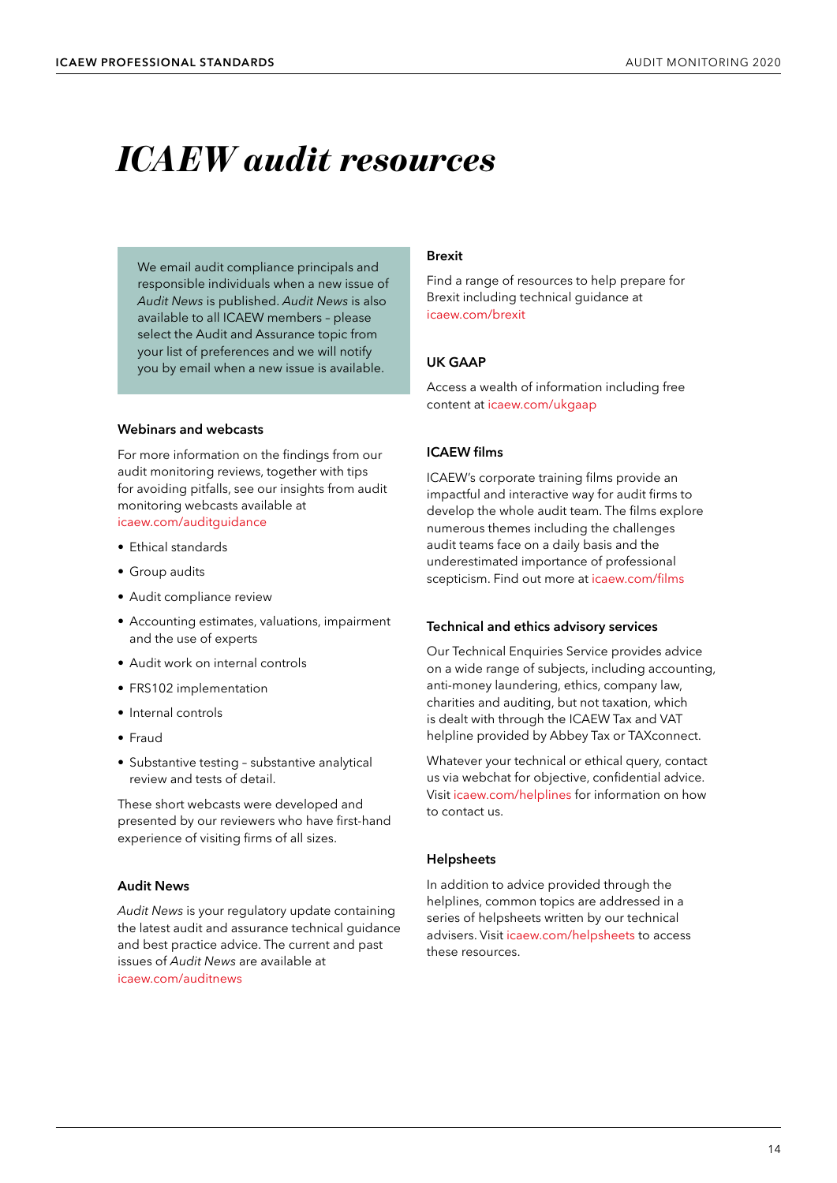# *ICAEW audit resources*

We email audit compliance principals and responsible individuals when a new issue of *Audit News* is published. *Audit News* is also available to all ICAEW members – please select the Audit and Assurance topic from your list of preferences and we will notify you by email when a new issue is available.

### Webinars and webcasts

For more information on the findings from our audit monitoring reviews, together with tips for avoiding pitfalls, see our insights from audit monitoring webcasts available at icaew.com/auditguidance

- Ethical standards
- Group audits
- Audit compliance review
- Accounting estimates, valuations, impairment and the use of experts
- Audit work on internal controls
- FRS102 implementation
- Internal controls
- Fraud
- Substantive testing – substantive analytical review and tests of detail.

These short webcasts were developed and presented by our reviewers who have first-hand experience of visiting firms of all sizes.

### Audit News

*Audit News* is your regulatory update containing the latest audit and assurance technical guidance and best practice advice. The current and past issues of *Audit News* are available at icaew.com/auditnews

### Brexit

Find a range of resources to help prepare for Brexit including technical guidance at icaew.com/brexit

### UK GAAP

Access a wealth of information including free content at icaew.com/ukgaap

### ICAEW films

ICAEW's corporate training films provide an impactful and interactive way for audit firms to develop the whole audit team. The films explore numerous themes including the challenges audit teams face on a daily basis and the underestimated importance of professional scepticism. Find out more at icaew.com/films

### Technical and ethics advisory services

Our Technical Enquiries Service provides advice on a wide range of subjects, including accounting, anti-money laundering, ethics, company law, charities and auditing, but not taxation, which is dealt with through the ICAEW Tax and VAT helpline provided by Abbey Tax or TAXconnect.

Whatever your technical or ethical query, contact us via webchat for objective, confidential advice. Visit icaew.com/helplines for information on how to contact us.

### Helpsheets

In addition to advice provided through the helplines, common topics are addressed in a series of helpsheets written by our technical advisers. Visit icaew.com/helpsheets to access these resources.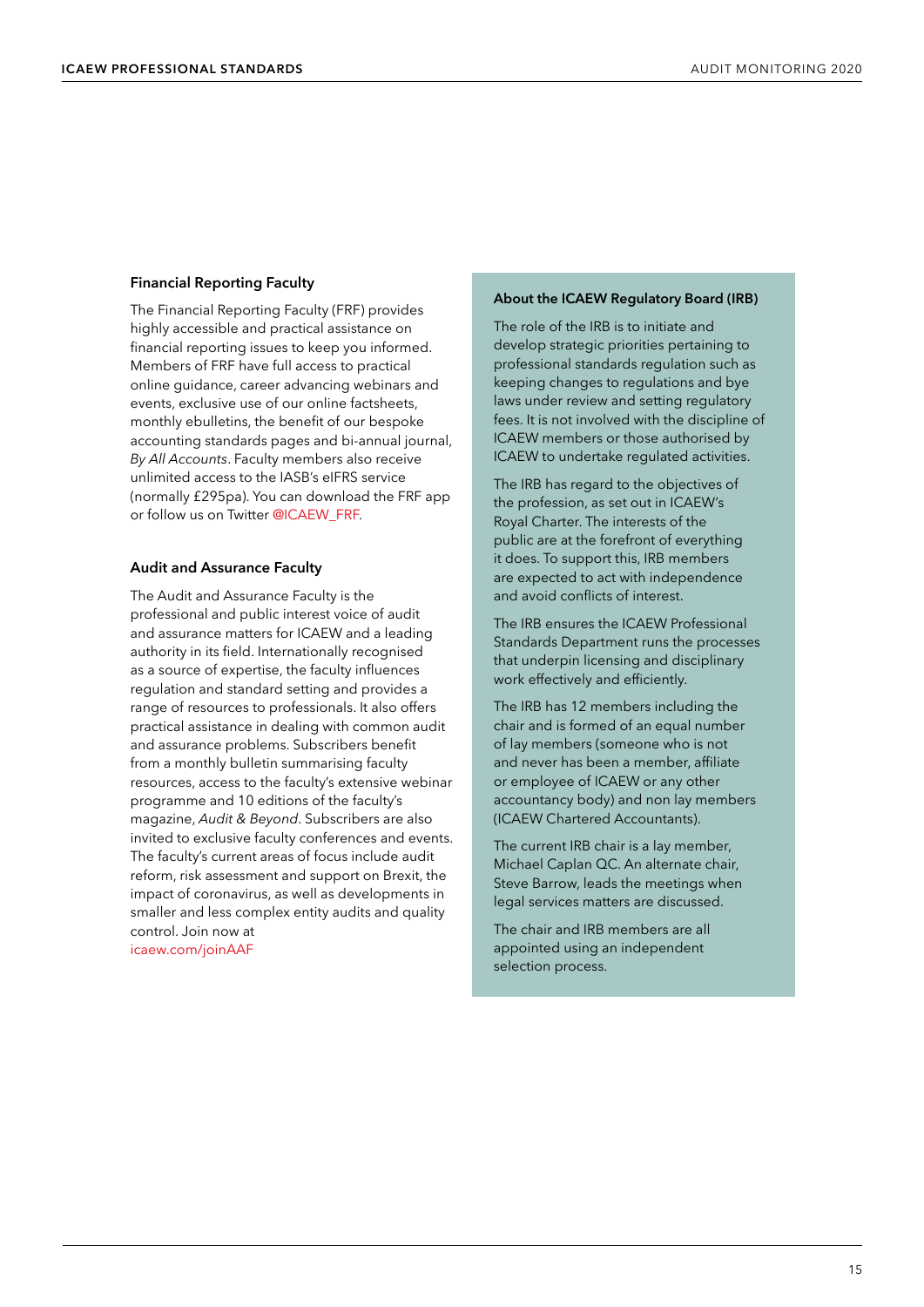### Financial Reporting Faculty

The Financial Reporting Faculty (FRF) provides highly accessible and practical assistance on financial reporting issues to keep you informed. Members of FRF have full access to practical online guidance, career advancing webinars and events, exclusive use of our online factsheets, monthly ebulletins, the benefit of our bespoke accounting standards pages and bi-annual journal, *By All Accounts*. Faculty members also receive unlimited access to the IASB's eIFRS service (normally £295pa). You can download the FRF app or follow us on Twitter @ICAEW_FRF.

### Audit and Assurance Faculty

The Audit and Assurance Faculty is the professional and public interest voice of audit and assurance matters for ICAEW and a leading authority in its field. Internationally recognised as a source of expertise, the faculty influences regulation and standard setting and provides a range of resources to professionals. It also offers practical assistance in dealing with common audit and assurance problems. Subscribers benefit from a monthly bulletin summarising faculty resources, access to the faculty's extensive webinar programme and 10 editions of the faculty's magazine, *Audit & Beyond*. Subscribers are also invited to exclusive faculty conferences and events. The faculty's current areas of focus include audit reform, risk assessment and support on Brexit, the impact of coronavirus, as well as developments in smaller and less complex entity audits and quality control. Join now at icaew.com/joinAAF

### About the ICAEW Regulatory Board (IRB)

The role of the IRB is to initiate and develop strategic priorities pertaining to professional standards regulation such as keeping changes to regulations and bye laws under review and setting regulatory fees. It is not involved with the discipline of ICAEW members or those authorised by ICAEW to undertake regulated activities.

The IRB has regard to the objectives of the profession, as set out in ICAEW's Royal Charter. The interests of the public are at the forefront of everything it does. To support this, IRB members are expected to act with independence and avoid conflicts of interest.

The IRB ensures the ICAEW Professional Standards Department runs the processes that underpin licensing and disciplinary work effectively and efficiently.

The IRB has 12 members including the chair and is formed of an equal number of lay members (someone who is not and never has been a member, affiliate or employee of ICAEW or any other accountancy body) and non lay members (ICAEW Chartered Accountants).

The current IRB chair is a lay member, Michael Caplan QC. An alternate chair, Steve Barrow, leads the meetings when legal services matters are discussed.

The chair and IRB members are all appointed using an independent selection process.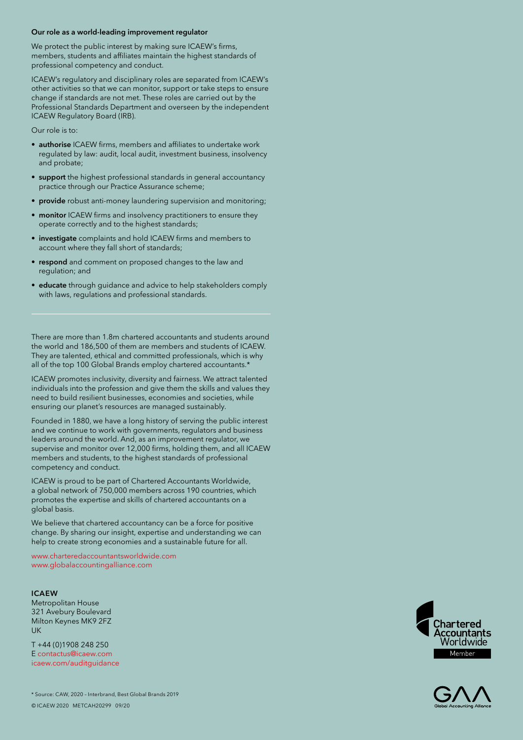**Our role as a world-leading improvement regulator**

We protect the public interest by making sure ICAEW's firms, members, students and affiliates maintain the highest standards of professional competency and conduct.

ICAEW's regulatory and disciplinary roles are separated from ICAEW's other activities so that we can monitor, support or take steps to ensure change if standards are not met. These roles are carried out by the Professional Standards Department and overseen by the independent ICAEW Regulatory Board (IRB).

Our role is to:

- **authorise** ICAEW firms, members and affiliates to undertake work regulated by law: audit, local audit, investment business, insolvency and probate;
- **support** the highest professional standards in general accountancy practice through our Practice Assurance scheme;
- **provide** robust anti-money laundering supervision and monitoring;
- **monitor** ICAEW firms and insolvency practitioners to ensure they operate correctly and to the highest standards;
- **investigate** complaints and hold ICAEW firms and members to account where they fall short of standards;
- **respond** and comment on proposed changes to the law and regulation; and
- **educate** through guidance and advice to help stakeholders comply with laws, regulations and professional standards.

---

There are more than 1.8m chartered accountants and students around the world and 186,500 of them are members and students of ICAEW. They are talented, ethical and committed professionals, which is why all of the top 100 Global Brands employ chartered accountants.*

ICAEW promotes inclusivity, diversity and fairness. We attract talented individuals into the profession and give them the skills and values they need to build resilient businesses, economies and societies, while ensuring our planet's resources are managed sustainably.

Founded in 1880, we have a long history of serving the public interest and we continue to work with governments, regulators and business leaders around the world. And, as an improvement regulator, we supervise and monitor over 12,000 firms, holding them, and all ICAEW members and students, to the highest standards of professional competency and conduct.

ICAEW is proud to be part of Chartered Accountants Worldwide, a global network of 750,000 members across 190 countries, which promotes the expertise and skills of chartered accountants on a global basis.

We believe that chartered accountancy can be a force for positive change. By sharing our insight, expertise and understanding we can help to create strong economies and a sustainable future for all.

www.charteredaccountantsworldwide.com
www.globalaccountingalliance.com

**ICAEW**
Metropolitan House
321 Avebury Boulevard
Milton Keynes MK9 2FZ
UK

T +44 (0)1908 248 250
E contactus@icaew.com
icaew.com/auditguidance

Chartered Accountants Worldwide Member

GAA Global Accounting Alliance

* Source: CAW, 2020 – Interbrand, Best Global Brands 2019

© ICAEW 2020 METCAH20299 09/20